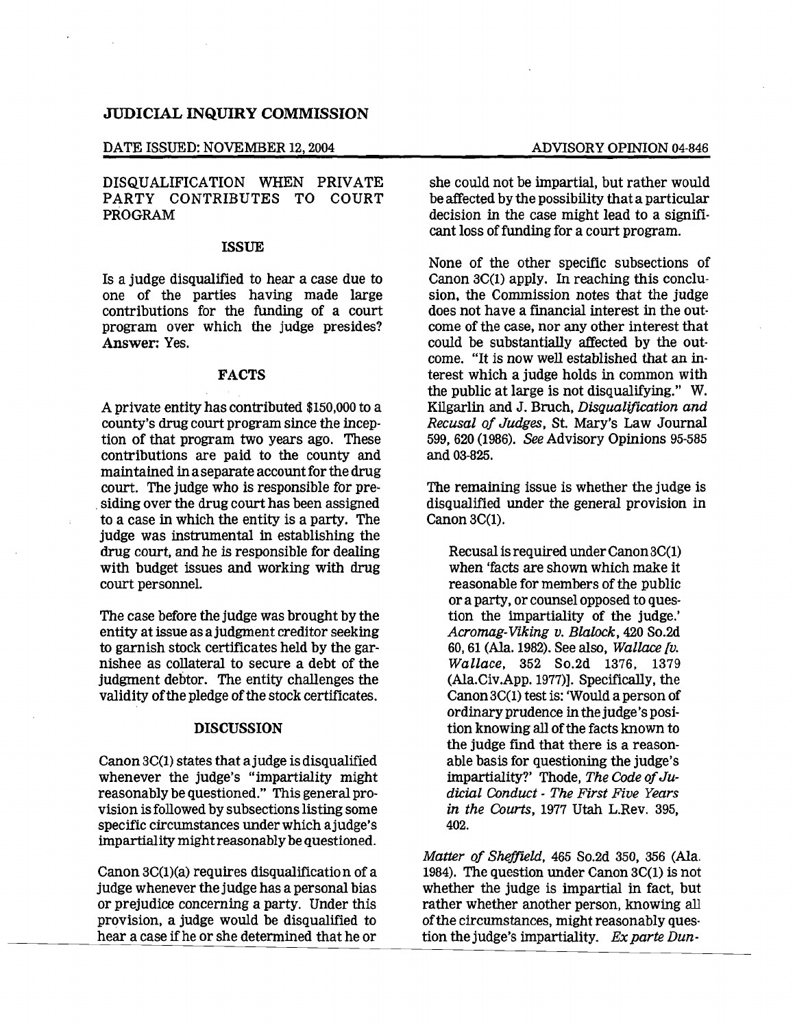# JUDICIAL INQUIRY COMMISSION

DATE ISSUED: NOVEMBER 12, 2004

ADVISORY OPINION 04-846

## DISQUALIFICATION WHEN PRIVATE PARTY CONTRIBUTES TO COURT PROGRAM

### ISSUE

Is a judge disqualified to hear a case due to one of the parties having made large contributions for the funding of a court program over which the judge presides? **Answer:** Yes.

### FACTS

A private entity has contributed $150,000 to a county's drug court program since the inception of that program two years ago. These contributions are paid to the county and maintained in a separate account for the drug court. The judge who is responsible for presiding over the drug court has been assigned to a case in which the entity is a party. The judge was instrumental in establishing the drug court, and he is responsible for dealing with budget issues and working with drug court personnel.

The case before the judge was brought by the entity at issue as a judgment creditor seeking to garnish stock certificates held by the garnishee as collateral to secure a debt of the judgment debtor. The entity challenges the validity of the pledge of the stock certificates.

### DISCUSSION

Canon 3C(1) states that a judge is disqualified whenever the judge's "impartiality might reasonably be questioned." This general provision is followed by subsections listing some specific circumstances under which a judge's impartiality might reasonably be questioned.

Canon 3C(1)(a) requires disqualification of a judge whenever the judge has a personal bias or prejudice concerning a party. Under this provision, a judge would be disqualified to hear a case if he or she determined that he or she could not be impartial, but rather would be affected by the possibility that a particular decision in the case might lead to a significant loss of funding for a court program.

None of the other specific subsections of Canon 3C(1) apply. In reaching this conclusion, the Commission notes that the judge does not have a financial interest in the outcome of the case, nor any other interest that could be substantially affected by the outcome. "It is now well established that an interest which a judge holds in common with the public at large is not disqualifying." W. Kilgarlin and J. Bruch, *Disqualification and Recusal of Judges*, St. Mary's Law Journal 599, 620 (1986). *See* Advisory Opinions 95-585 and 03-825.

The remaining issue is whether the judge is disqualified under the general provision in Canon 3C(1).

> Recusal is required under Canon 3C(1) when 'facts are shown which make it reasonable for members of the public or a party, or counsel opposed to question the impartiality of the judge.' *Acromag-Viking v. Blalock*, 420 So.2d 60, 61 (Ala. 1982). See also, *Wallace [v. Wallace*, 352 So.2d 1376, 1379 (Ala.Civ.App. 1977)]. Specifically, the Canon 3C(1) test is: 'Would a person of ordinary prudence in the judge's position knowing all of the facts known to the judge find that there is a reasonable basis for questioning the judge's impartiality?' Thode, *The Code of Judicial Conduct - The First Five Years in the Courts*, 1977 Utah L.Rev. 395, 402.

*Matter of Sheffield*, 465 So.2d 350, 356 (Ala. 1984). The question under Canon 3C(1) is not whether the judge is impartial in fact, but rather whether another person, knowing all of the circumstances, might reasonably question the judge's impartiality. *Ex parte Dun-*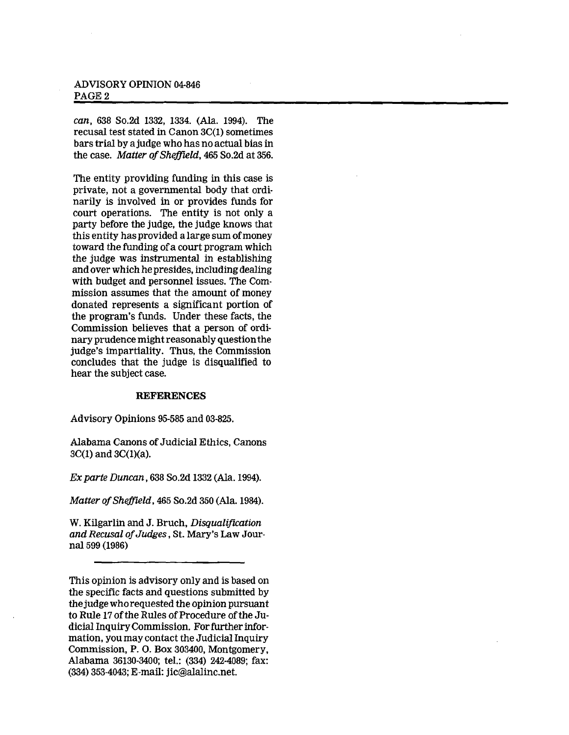*can*, 638 So.2d 1332, 1334. (Ala. 1994). The recusal test stated in Canon 3C(1) sometimes bars trial by a judge who has no actual bias in the case. *Matter of Sheffield*, 465 So.2d at 356.

The entity providing funding in this case is private, not a governmental body that ordinarily is involved in or provides funds for court operations. The entity is not only a party before the judge, the judge knows that this entity has provided a large sum of money toward the funding of a court program which the judge was instrumental in establishing and over which he presides, including dealing with budget and personnel issues. The Commission assumes that the amount of money donated represents a significant portion of the program's funds. Under these facts, the Commission believes that a person of ordinary prudence might reasonably question the judge's impartiality. Thus, the Commission concludes that the judge is disqualified to hear the subject case.

**REFERENCES**

Advisory Opinions 95-585 and 03-825.

Alabama Canons of Judicial Ethics, Canons 3C(1) and 3C(1)(a).

*Ex parte Duncan*, 638 So.2d 1332 (Ala. 1994).

*Matter of Sheffield*, 465 So.2d 350 (Ala. 1984).

W. Kilgarlin and J. Bruch, *Disqualification and Recusal of Judges*, St. Mary's Law Journal 599 (1986)

---

This opinion is advisory only and is based on the specific facts and questions submitted by the judge who requested the opinion pursuant to Rule 17 of the Rules of Procedure of the Judicial Inquiry Commission. For further information, you may contact the Judicial Inquiry Commission, P. O. Box 303400, Montgomery, Alabama 36130-3400; tel.: (334) 242-4089; fax: (334) 353-4043; E-mail: jic@alalinc.net.